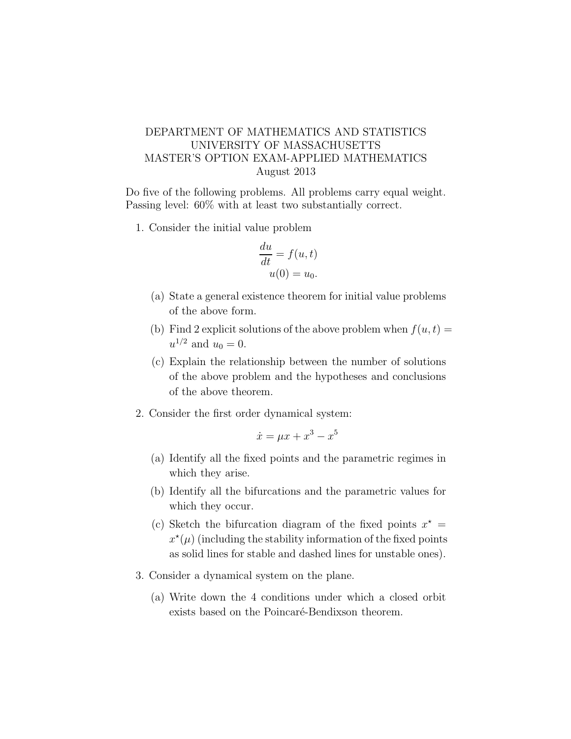# DEPARTMENT OF MATHEMATICS AND STATISTICS
# UNIVERSITY OF MASSACHUSETTS
# MASTER'S OPTION EXAM-APPLIED MATHEMATICS
## August 2013

Do five of the following problems. All problems carry equal weight. Passing level: 60% with at least two substantially correct.

1. Consider the initial value problem

$$\frac{du}{dt} = f(u,t)$$
$$u(0) = u_0.$$

   (a) State a general existence theorem for initial value problems of the above form.

   (b) Find 2 explicit solutions of the above problem when $f(u,t) = u^{1/2}$ and $u_0 = 0$.

   (c) Explain the relationship between the number of solutions of the above problem and the hypotheses and conclusions of the above theorem.

2. Consider the first order dynamical system:

$$\dot{x} = \mu x + x^3 - x^5$$

   (a) Identify all the fixed points and the parametric regimes in which they arise.

   (b) Identify all the bifurcations and the parametric values for which they occur.

   (c) Sketch the bifurcation diagram of the fixed points $x^\star = x^\star(\mu)$ (including the stability information of the fixed points as solid lines for stable and dashed lines for unstable ones).

3. Consider a dynamical system on the plane.

   (a) Write down the 4 conditions under which a closed orbit exists based on the Poincaré-Bendixson theorem.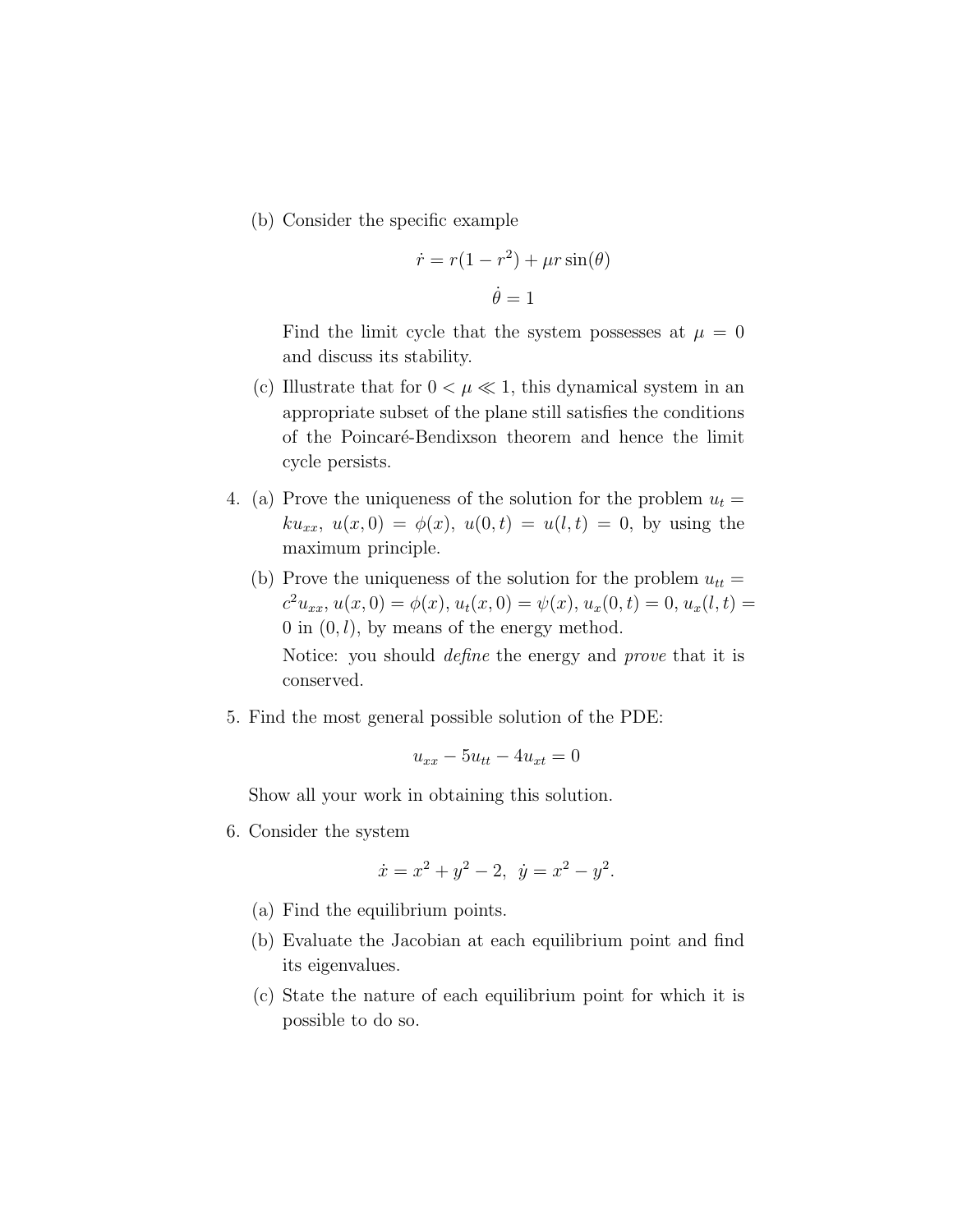(b) Consider the specific example

$$\dot{r} = r(1 - r^2) + \mu r \sin(\theta)$$

$$\dot{\theta} = 1$$

Find the limit cycle that the system possesses at $\mu = 0$ and discuss its stability.

(c) Illustrate that for $0 < \mu \ll 1$, this dynamical system in an appropriate subset of the plane still satisfies the conditions of the Poincaré-Bendixson theorem and hence the limit cycle persists.

4. (a) Prove the uniqueness of the solution for the problem $u_t = ku_{xx}$, $u(x, 0) = \phi(x)$, $u(0, t) = u(l, t) = 0$, by using the maximum principle.

   (b) Prove the uniqueness of the solution for the problem $u_{tt} = c^2 u_{xx}$, $u(x, 0) = \phi(x)$, $u_t(x, 0) = \psi(x)$, $u_x(0, t) = 0$, $u_x(l, t) = 0$ in $(0, l)$, by means of the energy method.

   Notice: you should *define* the energy and *prove* that it is conserved.

5. Find the most general possible solution of the PDE:

$$u_{xx} - 5u_{tt} - 4u_{xt} = 0$$

Show all your work in obtaining this solution.

6. Consider the system

$$\dot{x} = x^2 + y^2 - 2, \;\; \dot{y} = x^2 - y^2.$$

   (a) Find the equilibrium points.

   (b) Evaluate the Jacobian at each equilibrium point and find its eigenvalues.

   (c) State the nature of each equilibrium point for which it is possible to do so.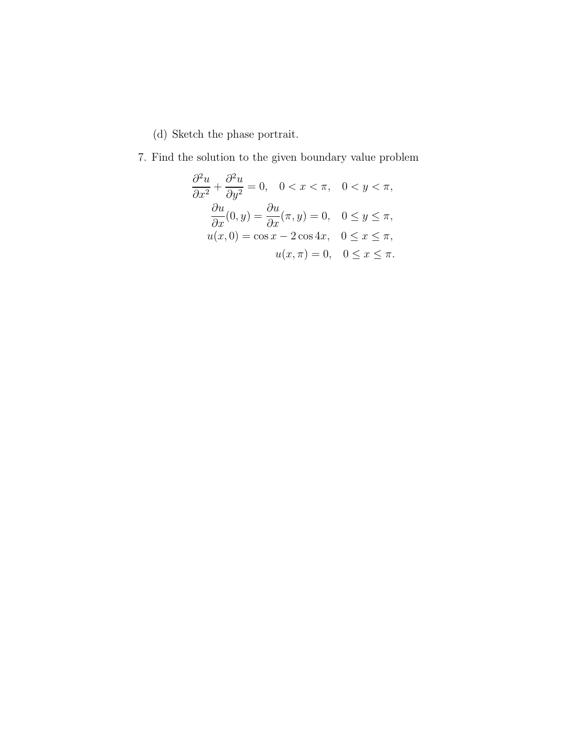(d) Sketch the phase portrait.

7. Find the solution to the given boundary value problem

$$
\begin{aligned}
\frac{\partial^2 u}{\partial x^2} + \frac{\partial^2 u}{\partial y^2} = 0, &\quad 0 < x < \pi, \quad 0 < y < \pi, \\
\frac{\partial u}{\partial x}(0, y) = \frac{\partial u}{\partial x}(\pi, y) = 0, &\quad 0 \le y \le \pi, \\
u(x, 0) = \cos x - 2\cos 4x, &\quad 0 \le x \le \pi, \\
u(x, \pi) = 0, &\quad 0 \le x \le \pi.
\end{aligned}
$$